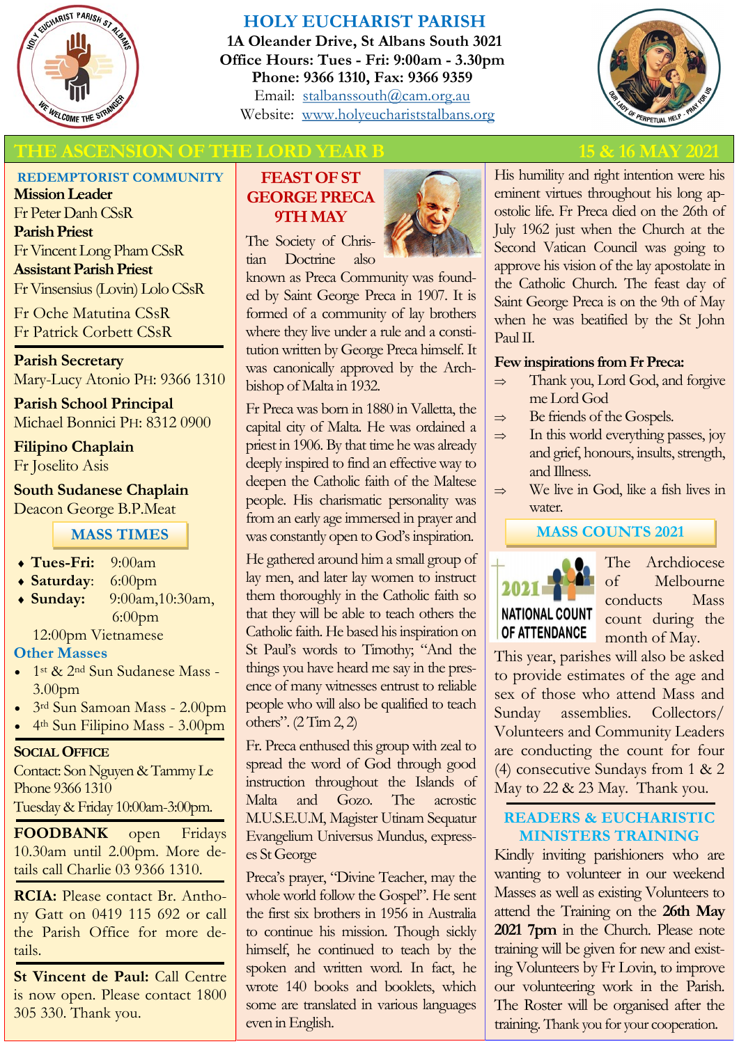# HOLY EUCHARIST PARISH

**1A Oleander Drive, St Albans South 3021**
**Office Hours: Tues - Fri: 9:00am - 3.30pm**
**Phone: 9366 1310, Fax: 9366 9359**
Email: stalbanssouth@cam.org.au
Website: www.holyeuchariststalbans.org

## THE ASCENSION OF THE LORD YEAR B — 15 & 16 MAY 2021

### REDEMPTORIST COMMUNITY

**Mission Leader**
Fr Peter Danh CSsR
**Parish Priest**
Fr Vincent Long Pham CSsR
**Assistant Parish Priest**
Fr Vinsensius (Lovin) Lolo CSsR

Fr Oche Matutina CSsR
Fr Patrick Corbett CSsR

**Parish Secretary**
Mary-Lucy Atonio PH: 9366 1310

**Parish School Principal**
Michael Bonnici PH: 8312 0900

**Filipino Chaplain**
Fr Joselito Asis

**South Sudanese Chaplain**
Deacon George B.P.Meat

### MASS TIMES

- **Tues-Fri:** 9:00am
- **Saturday:** 6:00pm
- **Sunday:** 9:00am, 10:30am, 6:00pm
  12:00pm Vietnamese

**Other Masses**

- 1st & 2nd Sun Sudanese Mass - 3.00pm
- 3rd Sun Samoan Mass - 2.00pm
- 4th Sun Filipino Mass - 3.00pm

**SOCIAL OFFICE**
Contact: Son Nguyen & Tammy Le
Phone 9366 1310
Tuesday & Friday 10:00am-3:00pm.

**FOODBANK** open Fridays 10.30am until 2.00pm. More details call Charlie 03 9366 1310.

**RCIA:** Please contact Br. Anthony Gatt on 0419 115 692 or call the Parish Office for more details.

**St Vincent de Paul:** Call Centre is now open. Please contact 1800 305 330. Thank you.

### FEAST OF ST GEORGE PRECA 9TH MAY

The Society of Christian Doctrine also known as Preca Community was founded by Saint George Preca in 1907. It is formed of a community of lay brothers where they live under a rule and a constitution written by George Preca himself. It was canonically approved by the Archbishop of Malta in 1932.

Fr Preca was born in 1880 in Valletta, the capital city of Malta. He was ordained a priest in 1906. By that time he was already deeply inspired to find an effective way to deepen the Catholic faith of the Maltese people. His charismatic personality was from an early age immersed in prayer and was constantly open to God's inspiration.

He gathered around him a small group of lay men, and later lay women to instruct them thoroughly in the Catholic faith so that they will be able to teach others the Catholic faith. He based his inspiration on St Paul's words to Timothy; "And the things you have heard me say in the presence of many witnesses entrust to reliable people who will also be qualified to teach others". (2 Tim 2, 2)

Fr. Preca enthused this group with zeal to spread the word of God through good instruction throughout the Islands of Malta and Gozo. The acrostic M.U.S.E.U.M, Magister Utinam Sequatur Evangelium Universus Mundus, expresses St George

Preca's prayer, "Divine Teacher, may the whole world follow the Gospel". He sent the first six brothers in 1956 in Australia to continue his mission. Though sickly himself, he continued to teach by the spoken and written word. In fact, he wrote 140 books and booklets, which some are translated in various languages even in English.

His humility and right intention were his eminent virtues throughout his long apostolic life. Fr Preca died on the 26th of July 1962 just when the Church at the Second Vatican Council was going to approve his vision of the lay apostolate in the Catholic Church. The feast day of Saint George Preca is on the 9th of May when he was beatified by the St John Paul II.

**Few inspirations from Fr Preca:**

- ⇒ Thank you, Lord God, and forgive me Lord God
- ⇒ Be friends of the Gospels.
- ⇒ In this world everything passes, joy and grief, honours, insults, strength, and Illness.
- ⇒ We live in God, like a fish lives in water.

### MASS COUNTS 2021

The Archdiocese of Melbourne conducts Mass count during the month of May. This year, parishes will also be asked to provide estimates of the age and sex of those who attend Mass and Sunday assemblies. Collectors/ Volunteers and Community Leaders are conducting the count for four (4) consecutive Sundays from 1 & 2 May to 22 & 23 May. Thank you.

### READERS & EUCHARISTIC MINISTERS TRAINING

Kindly inviting parishioners who are wanting to volunteer in our weekend Masses as well as existing Volunteers to attend the Training on the **26th May 2021 7pm** in the Church. Please note training will be given for new and existing Volunteers by Fr Lovin, to improve our volunteering work in the Parish. The Roster will be organised after the training. Thank you for your cooperation.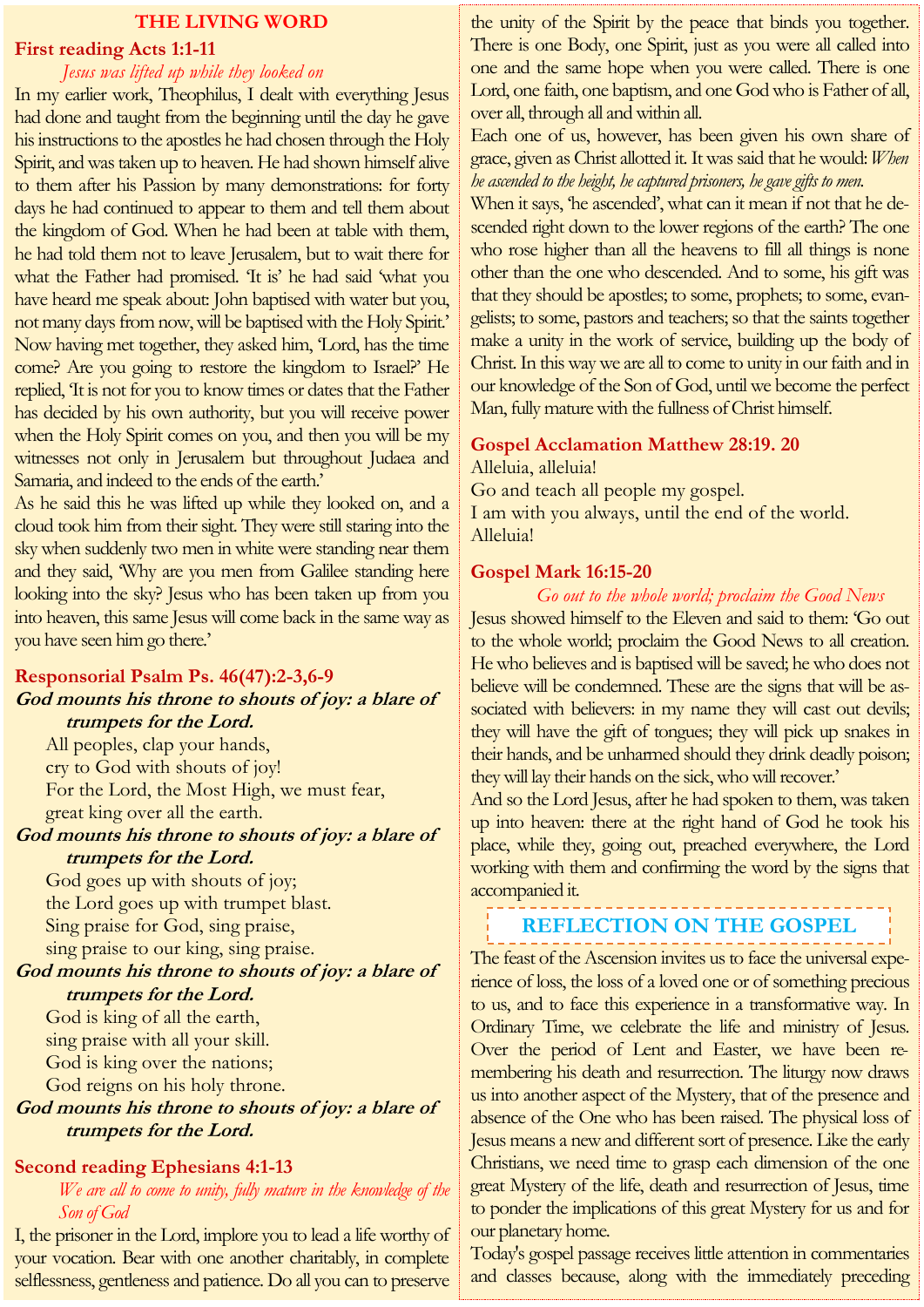## THE LIVING WORD

### First reading Acts 1:1-11

*Jesus was lifted up while they looked on*

In my earlier work, Theophilus, I dealt with everything Jesus had done and taught from the beginning until the day he gave his instructions to the apostles he had chosen through the Holy Spirit, and was taken up to heaven. He had shown himself alive to them after his Passion by many demonstrations: for forty days he had continued to appear to them and tell them about the kingdom of God. When he had been at table with them, he had told them not to leave Jerusalem, but to wait there for what the Father had promised. 'It is' he had said 'what you have heard me speak about: John baptised with water but you, not many days from now, will be baptised with the Holy Spirit.'

Now having met together, they asked him, 'Lord, has the time come? Are you going to restore the kingdom to Israel?' He replied, 'It is not for you to know times or dates that the Father has decided by his own authority, but you will receive power when the Holy Spirit comes on you, and then you will be my witnesses not only in Jerusalem but throughout Judaea and Samaria, and indeed to the ends of the earth.'

As he said this he was lifted up while they looked on, and a cloud took him from their sight. They were still staring into the sky when suddenly two men in white were standing near them and they said, 'Why are you men from Galilee standing here looking into the sky? Jesus who has been taken up from you into heaven, this same Jesus will come back in the same way as you have seen him go there.'

### Responsorial Psalm Ps. 46(47):2-3,6-9

***God mounts his throne to shouts of joy: a blare of trumpets for the Lord.***

All peoples, clap your hands,
cry to God with shouts of joy!
For the Lord, the Most High, we must fear,
great king over all the earth.

***God mounts his throne to shouts of joy: a blare of trumpets for the Lord.***

God goes up with shouts of joy;
the Lord goes up with trumpet blast.
Sing praise for God, sing praise,
sing praise to our king, sing praise.

***God mounts his throne to shouts of joy: a blare of trumpets for the Lord.***

God is king of all the earth,
sing praise with all your skill.
God is king over the nations;
God reigns on his holy throne.

***God mounts his throne to shouts of joy: a blare of trumpets for the Lord.***

### Second reading Ephesians 4:1-13

*We are all to come to unity, fully mature in the knowledge of the Son of God*

I, the prisoner in the Lord, implore you to lead a life worthy of your vocation. Bear with one another charitably, in complete selflessness, gentleness and patience. Do all you can to preserve the unity of the Spirit by the peace that binds you together. There is one Body, one Spirit, just as you were all called into one and the same hope when you were called. There is one Lord, one faith, one baptism, and one God who is Father of all, over all, through all and within all.

Each one of us, however, has been given his own share of grace, given as Christ allotted it. It was said that he would: *When he ascended to the height, he captured prisoners, he gave gifts to men.*

When it says, 'he ascended', what can it mean if not that he descended right down to the lower regions of the earth? The one who rose higher than all the heavens to fill all things is none other than the one who descended. And to some, his gift was that they should be apostles; to some, prophets; to some, evangelists; to some, pastors and teachers; so that the saints together make a unity in the work of service, building up the body of Christ. In this way we are all to come to unity in our faith and in our knowledge of the Son of God, until we become the perfect Man, fully mature with the fullness of Christ himself.

### Gospel Acclamation Matthew 28:19. 20

Alleluia, alleluia!
Go and teach all people my gospel.
I am with you always, until the end of the world.
Alleluia!

### Gospel Mark 16:15-20

*Go out to the whole world; proclaim the Good News*

Jesus showed himself to the Eleven and said to them: 'Go out to the whole world; proclaim the Good News to all creation. He who believes and is baptised will be saved; he who does not believe will be condemned. These are the signs that will be associated with believers: in my name they will cast out devils; they will have the gift of tongues; they will pick up snakes in their hands, and be unharmed should they drink deadly poison; they will lay their hands on the sick, who will recover.'

And so the Lord Jesus, after he had spoken to them, was taken up into heaven: there at the right hand of God he took his place, while they, going out, preached everywhere, the Lord working with them and confirming the word by the signs that accompanied it.

## REFLECTION ON THE GOSPEL

The feast of the Ascension invites us to face the universal experience of loss, the loss of a loved one or of something precious to us, and to face this experience in a transformative way. In Ordinary Time, we celebrate the life and ministry of Jesus. Over the period of Lent and Easter, we have been remembering his death and resurrection. The liturgy now draws us into another aspect of the Mystery, that of the presence and absence of the One who has been raised. The physical loss of Jesus means a new and different sort of presence. Like the early Christians, we need time to grasp each dimension of the one great Mystery of the life, death and resurrection of Jesus, time to ponder the implications of this great Mystery for us and for our planetary home.

Today's gospel passage receives little attention in commentaries and classes because, along with the immediately preceding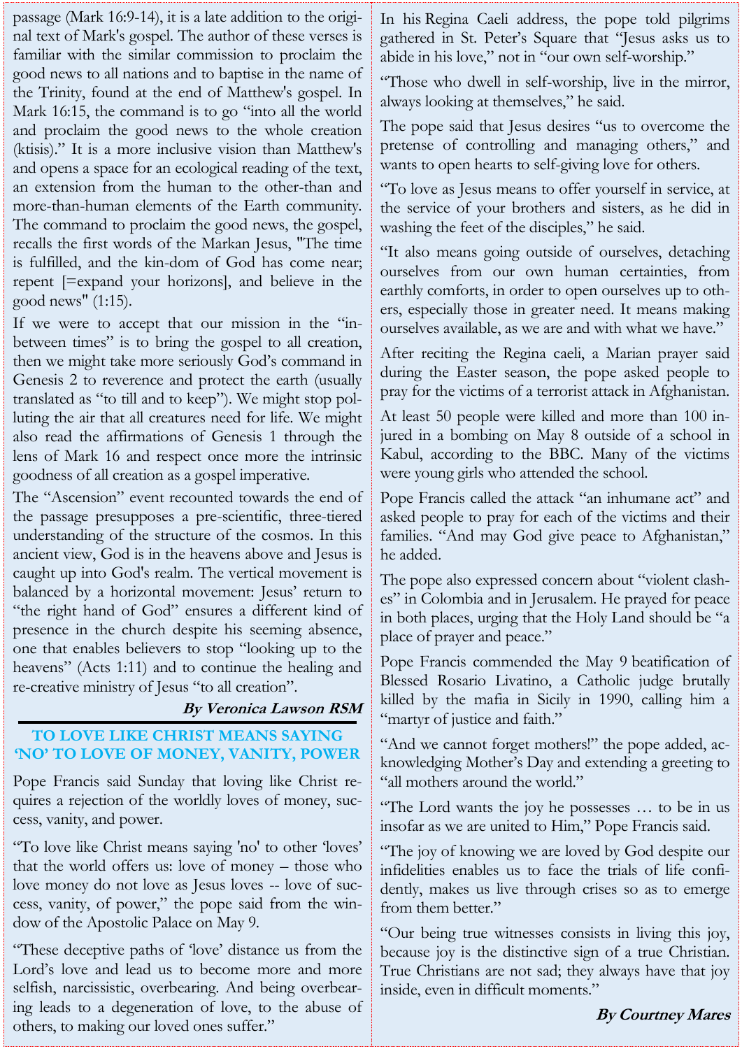passage (Mark 16:9-14), it is a late addition to the original text of Mark's gospel. The author of these verses is familiar with the similar commission to proclaim the good news to all nations and to baptise in the name of the Trinity, found at the end of Matthew's gospel. In Mark 16:15, the command is to go "into all the world and proclaim the good news to the whole creation (ktisis)." It is a more inclusive vision than Matthew's and opens a space for an ecological reading of the text, an extension from the human to the other-than and more-than-human elements of the Earth community. The command to proclaim the good news, the gospel, recalls the first words of the Markan Jesus, "The time is fulfilled, and the kin-dom of God has come near; repent [=expand your horizons], and believe in the good news" (1:15).

If we were to accept that our mission in the "in-between times" is to bring the gospel to all creation, then we might take more seriously God's command in Genesis 2 to reverence and protect the earth (usually translated as "to till and to keep"). We might stop polluting the air that all creatures need for life. We might also read the affirmations of Genesis 1 through the lens of Mark 16 and respect once more the intrinsic goodness of all creation as a gospel imperative.

The "Ascension" event recounted towards the end of the passage presupposes a pre-scientific, three-tiered understanding of the structure of the cosmos. In this ancient view, God is in the heavens above and Jesus is caught up into God's realm. The vertical movement is balanced by a horizontal movement: Jesus' return to "the right hand of God" ensures a different kind of presence in the church despite his seeming absence, one that enables believers to stop "looking up to the heavens" (Acts 1:11) and to continue the healing and re-creative ministry of Jesus "to all creation".

***By Veronica Lawson RSM***

---

## TO LOVE LIKE CHRIST MEANS SAYING 'NO' TO LOVE OF MONEY, VANITY, POWER

Pope Francis said Sunday that loving like Christ requires a rejection of the worldly loves of money, success, vanity, and power.

"To love like Christ means saying 'no' to other 'loves' that the world offers us: love of money – those who love money do not love as Jesus loves -- love of success, vanity, of power," the pope said from the window of the Apostolic Palace on May 9.

"These deceptive paths of 'love' distance us from the Lord's love and lead us to become more and more selfish, narcissistic, overbearing. And being overbearing leads to a degeneration of love, to the abuse of others, to making our loved ones suffer."

In his Regina Caeli address, the pope told pilgrims gathered in St. Peter's Square that "Jesus asks us to abide in his love," not in "our own self-worship."

"Those who dwell in self-worship, live in the mirror, always looking at themselves," he said.

The pope said that Jesus desires "us to overcome the pretense of controlling and managing others," and wants to open hearts to self-giving love for others.

"To love as Jesus means to offer yourself in service, at the service of your brothers and sisters, as he did in washing the feet of the disciples," he said.

"It also means going outside of ourselves, detaching ourselves from our own human certainties, from earthly comforts, in order to open ourselves up to others, especially those in greater need. It means making ourselves available, as we are and with what we have."

After reciting the Regina caeli, a Marian prayer said during the Easter season, the pope asked people to pray for the victims of a terrorist attack in Afghanistan.

At least 50 people were killed and more than 100 injured in a bombing on May 8 outside of a school in Kabul, according to the BBC. Many of the victims were young girls who attended the school.

Pope Francis called the attack "an inhumane act" and asked people to pray for each of the victims and their families. "And may God give peace to Afghanistan," he added.

The pope also expressed concern about "violent clashes" in Colombia and in Jerusalem. He prayed for peace in both places, urging that the Holy Land should be "a place of prayer and peace."

Pope Francis commended the May 9 beatification of Blessed Rosario Livatino, a Catholic judge brutally killed by the mafia in Sicily in 1990, calling him a "martyr of justice and faith."

"And we cannot forget mothers!" the pope added, acknowledging Mother's Day and extending a greeting to "all mothers around the world."

"The Lord wants the joy he possesses … to be in us insofar as we are united to Him," Pope Francis said.

"The joy of knowing we are loved by God despite our infidelities enables us to face the trials of life confidently, makes us live through crises so as to emerge from them better."

"Our being true witnesses consists in living this joy, because joy is the distinctive sign of a true Christian. True Christians are not sad; they always have that joy inside, even in difficult moments."

***By Courtney Mares***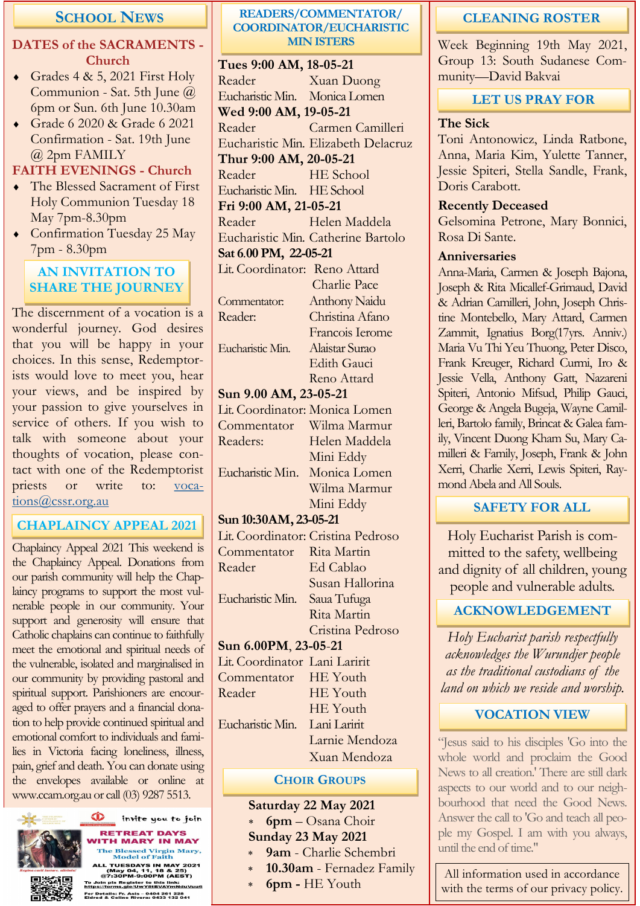## School News

**DATES of the SACRAMENTS - Church**

- Grades 4 & 5, 2021 First Holy Communion - Sat. 5th June @ 6pm or Sun. 6th June 10.30am
- Grade 6 2020 & Grade 6 2021 Confirmation - Sat. 19th June @ 2pm FAMILY

**FAITH EVENINGS - Church**

- The Blessed Sacrament of First Holy Communion Tuesday 18 May 7pm-8.30pm
- Confirmation Tuesday 25 May 7pm - 8.30pm

## AN INVITATION TO SHARE THE JOURNEY

The discernment of a vocation is a wonderful journey. God desires that you will be happy in your choices. In this sense, Redemptorists would love to meet you, hear your views, and be inspired by your passion to give yourselves in service of others. If you wish to talk with someone about your thoughts of vocation, please contact with one of the Redemptorist priests or write to: vocations@cssr.org.au

## CHAPLAINCY APPEAL 2021

Chaplaincy Appeal 2021 This weekend is the Chaplaincy Appeal. Donations from our parish community will help the Chaplaincy programs to support the most vulnerable people in our community. Your support and generosity will ensure that Catholic chaplains can continue to faithfully meet the emotional and spiritual needs of the vulnerable, isolated and marginalised in our community by providing pastoral and spiritual support. Parishioners are encouraged to offer prayers and a financial donation to help provide continued spiritual and emotional comfort to individuals and families in Victoria facing loneliness, illness, pain, grief and death. You can donate using the envelopes available or online at www.ccam.org.au or call (03) 9287 5513.

invite you to join

**RETREAT DAYS WITH MARY IN MAY**

The Blessed Virgin Mary, Model of Faith

ALL TUESDAYS IN MAY 2021 (May 04, 11, 18 & 25) @7:30PM-9:00PM (AEST)

To Join pls Register to this link: https://forms.gle/UwYRBVAYmNduVuuC

For Details: Fr. Asis – 0404 261 228 Eldred & Celine Rivera: 0433 132 041

## READERS/COMMENTATOR/ COORDINATOR/EUCHARISTIC MINISTERS

**Tues 9:00 AM, 18-05-21**
Reader — Xuan Duong
Eucharistic Min. — Monica Lomen

**Wed 9:00 AM, 19-05-21**
Reader — Carmen Camilleri
Eucharistic Min. — Elizabeth Delacruz

**Thur 9:00 AM, 20-05-21**
Reader — HE School
Eucharistic Min. — HE School

**Fri 9:00 AM, 21-05-21**
Reader — Helen Maddela
Eucharistic Min. — Catherine Bartolo

**Sat 6.00 PM, 22-05-21**
Lit. Coordinator: — Reno Attard, Charlie Pace
Commentator: — Anthony Naidu
Reader: — Christina Afano, Francois Ierome
Eucharistic Min. — Alaistar Surao, Edith Gauci, Reno Attard

**Sun 9.00 AM, 23-05-21**
Lit. Coordinator: — Monica Lomen
Commentator — Wilma Marmur
Readers: — Helen Maddela, Mini Eddy
Eucharistic Min. — Monica Lomen, Wilma Marmur, Mini Eddy

**Sun 10:30AM, 23-05-21**
Lit. Coordinator: — Cristina Pedroso
Commentator — Rita Martin
Reader — Ed Cablao, Susan Hallorina
Eucharistic Min. — Saua Tufuga, Rita Martin, Cristina Pedroso

**Sun 6.00PM, 23-05-21**
Lit. Coordinator — Lani Laririt
Commentator — HE Youth
Reader — HE Youth, HE Youth
Eucharistic Min. — Lani Laririt, Larnie Mendoza, Xuan Mendoza

## Choir Groups

**Saturday 22 May 2021**
- **6pm** – Osana Choir

**Sunday 23 May 2021**
- **9am** - Charlie Schembri
- **10.30am** - Fernadez Family
- **6pm -** HE Youth

## CLEANING ROSTER

Week Beginning 19th May 2021, Group 13: South Sudanese Community—David Bakvai

## LET US PRAY FOR

**The Sick**

Toni Antonowicz, Linda Ratbone, Anna, Maria Kim, Yulette Tanner, Jessie Spiteri, Stella Sandle, Frank, Doris Carabott.

**Recently Deceased**

Gelsomina Petrone, Mary Bonnici, Rosa Di Sante.

**Anniversaries**

Anna-Maria, Carmen & Joseph Bajona, Joseph & Rita Micallef-Grimaud, David & Adrian Camilleri, John, Joseph Christine Montebello, Mary Attard, Carmen Zammit, Ignatius Borg(17yrs. Anniv.) Maria Vu Thi Yeu Thuong, Peter Disco, Frank Kreuger, Richard Curmi, Iro & Jessie Vella, Anthony Gatt, Nazareni Spiteri, Antonio Mifsud, Philip Gauci, George & Angela Bugeja, Wayne Camilleri, Bartolo family, Brincat & Galea family, Vincent Duong Kham Su, Mary Camilleri & Family, Joseph, Frank & John Xerri, Charlie Xerri, Lewis Spiteri, Raymond Abela and All Souls.

## SAFETY FOR ALL

Holy Eucharist Parish is committed to the safety, wellbeing and dignity of all children, young people and vulnerable adults.

## ACKNOWLEDGEMENT

*Holy Eucharist parish respectfully acknowledges the Wurundjer people as the traditional custodians of the land on which we reside and worship.*

## VOCATION VIEW

"Jesus said to his disciples 'Go into the whole world and proclaim the Good News to all creation.' There are still dark aspects to our world and to our neighbourhood that need the Good News. Answer the call to 'Go and teach all people my Gospel. I am with you always, until the end of time.''

All information used in accordance with the terms of our privacy policy.